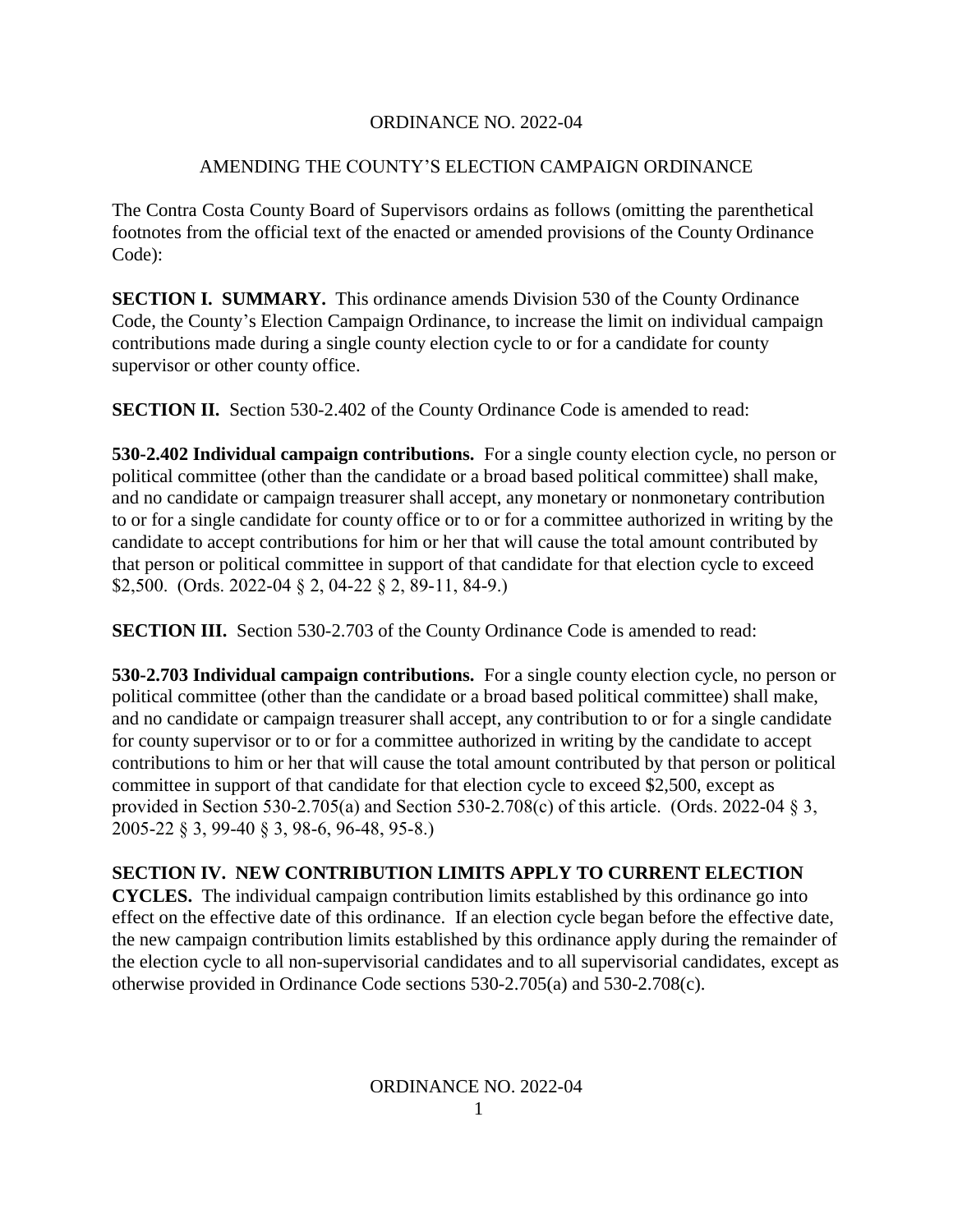# ORDINANCE NO. 2022-04

## AMENDING THE COUNTY'S ELECTION CAMPAIGN ORDINANCE

The Contra Costa County Board of Supervisors ordains as follows (omitting the parenthetical footnotes from the official text of the enacted or amended provisions of the County Ordinance Code):

**SECTION I. SUMMARY.** This ordinance amends Division 530 of the County Ordinance Code, the County's Election Campaign Ordinance, to increase the limit on individual campaign contributions made during a single county election cycle to or for a candidate for county supervisor or other county office.

**SECTION II.** Section 530-2.402 of the County Ordinance Code is amended to read:

**530-2.402 Individual campaign contributions.** For a single county election cycle, no person or political committee (other than the candidate or a broad based political committee) shall make, and no candidate or campaign treasurer shall accept, any monetary or nonmonetary contribution to or for a single candidate for county office or to or for a committee authorized in writing by the candidate to accept contributions for him or her that will cause the total amount contributed by that person or political committee in support of that candidate for that election cycle to exceed $2,500. (Ords. 2022-04 § 2, 04-22 § 2, 89-11, 84-9.)

**SECTION III.** Section 530-2.703 of the County Ordinance Code is amended to read:

**530-2.703 Individual campaign contributions.** For a single county election cycle, no person or political committee (other than the candidate or a broad based political committee) shall make, and no candidate or campaign treasurer shall accept, any contribution to or for a single candidate for county supervisor or to or for a committee authorized in writing by the candidate to accept contributions to him or her that will cause the total amount contributed by that person or political committee in support of that candidate for that election cycle to exceed $2,500, except as provided in Section 530-2.705(a) and Section 530-2.708(c) of this article. (Ords. 2022-04 § 3, 2005-22 § 3, 99-40 § 3, 98-6, 96-48, 95-8.)

**SECTION IV. NEW CONTRIBUTION LIMITS APPLY TO CURRENT ELECTION CYCLES.** The individual campaign contribution limits established by this ordinance go into effect on the effective date of this ordinance. If an election cycle began before the effective date, the new campaign contribution limits established by this ordinance apply during the remainder of the election cycle to all non-supervisorial candidates and to all supervisorial candidates, except as otherwise provided in Ordinance Code sections 530-2.705(a) and 530-2.708(c).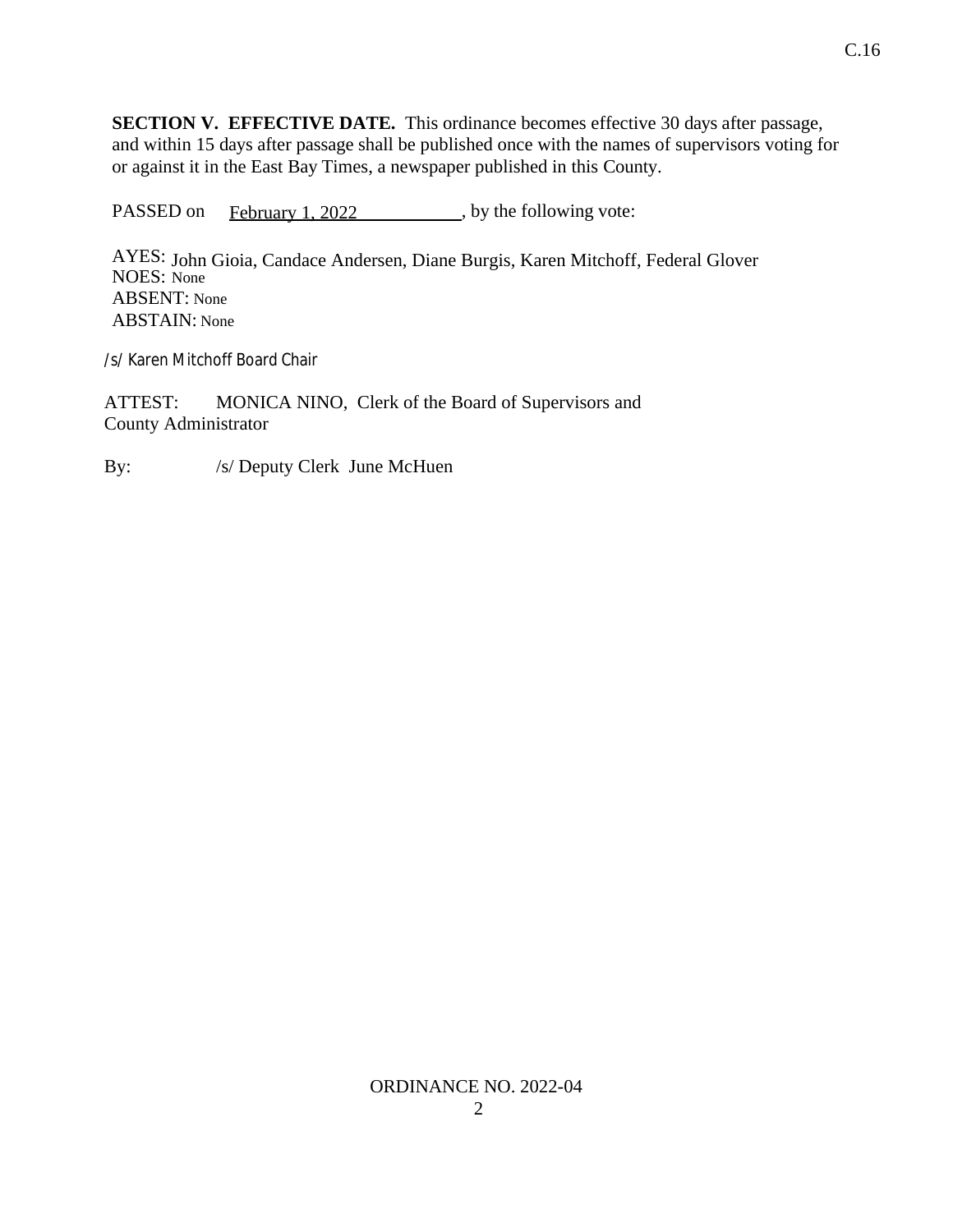**SECTION V. EFFECTIVE DATE.** This ordinance becomes effective 30 days after passage, and within 15 days after passage shall be published once with the names of supervisors voting for or against it in the East Bay Times, a newspaper published in this County.

PASSED on February 1, 2022, by the following vote:

AYES: John Gioia, Candace Andersen, Diane Burgis, Karen Mitchoff, Federal Glover
NOES: None
ABSENT: None
ABSTAIN: None

/s/ Karen Mitchoff Board Chair

ATTEST: MONICA NINO, Clerk of the Board of Supervisors and County Administrator

By: /s/ Deputy Clerk June McHuen

ORDINANCE NO. 2022-04